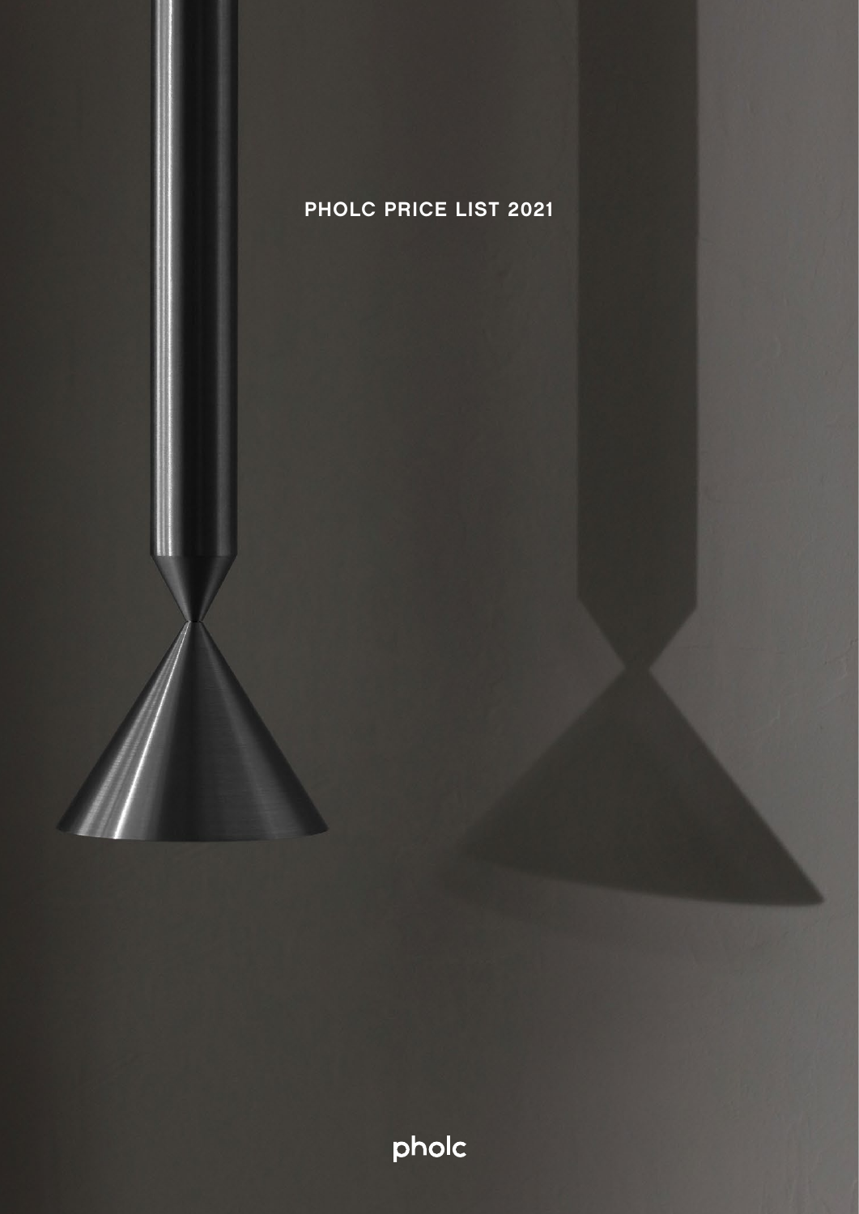# PHOLC PRICE LIST 2021

pholc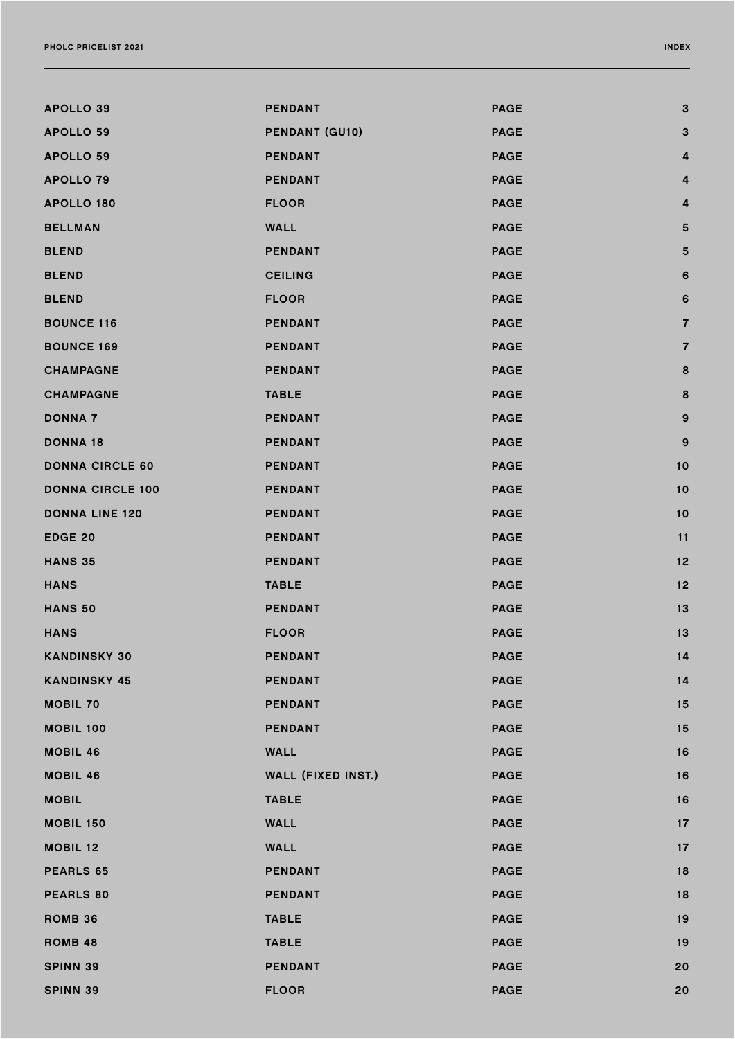# INDEX

| | | | |
|---|---|---|---|
| APOLLO 39 | PENDANT | PAGE | 3 |
| APOLLO 59 | PENDANT (GU10) | PAGE | 3 |
| APOLLO 59 | PENDANT | PAGE | 4 |
| APOLLO 79 | PENDANT | PAGE | 4 |
| APOLLO 180 | FLOOR | PAGE | 4 |
| BELLMAN | WALL | PAGE | 5 |
| BLEND | PENDANT | PAGE | 5 |
| BLEND | CEILING | PAGE | 6 |
| BLEND | FLOOR | PAGE | 6 |
| BOUNCE 116 | PENDANT | PAGE | 7 |
| BOUNCE 169 | PENDANT | PAGE | 7 |
| CHAMPAGNE | PENDANT | PAGE | 8 |
| CHAMPAGNE | TABLE | PAGE | 8 |
| DONNA 7 | PENDANT | PAGE | 9 |
| DONNA 18 | PENDANT | PAGE | 9 |
| DONNA CIRCLE 60 | PENDANT | PAGE | 10 |
| DONNA CIRCLE 100 | PENDANT | PAGE | 10 |
| DONNA LINE 120 | PENDANT | PAGE | 10 |
| EDGE 20 | PENDANT | PAGE | 11 |
| HANS 35 | PENDANT | PAGE | 12 |
| HANS | TABLE | PAGE | 12 |
| HANS 50 | PENDANT | PAGE | 13 |
| HANS | FLOOR | PAGE | 13 |
| KANDINSKY 30 | PENDANT | PAGE | 14 |
| KANDINSKY 45 | PENDANT | PAGE | 14 |
| MOBIL 70 | PENDANT | PAGE | 15 |
| MOBIL 100 | PENDANT | PAGE | 15 |
| MOBIL 46 | WALL | PAGE | 16 |
| MOBIL 46 | WALL (FIXED INST.) | PAGE | 16 |
| MOBIL | TABLE | PAGE | 16 |
| MOBIL 150 | WALL | PAGE | 17 |
| MOBIL 12 | WALL | PAGE | 17 |
| PEARLS 65 | PENDANT | PAGE | 18 |
| PEARLS 80 | PENDANT | PAGE | 18 |
| ROMB 36 | TABLE | PAGE | 19 |
| ROMB 48 | TABLE | PAGE | 19 |
| SPINN 39 | PENDANT | PAGE | 20 |
| SPINN 39 | FLOOR | PAGE | 20 |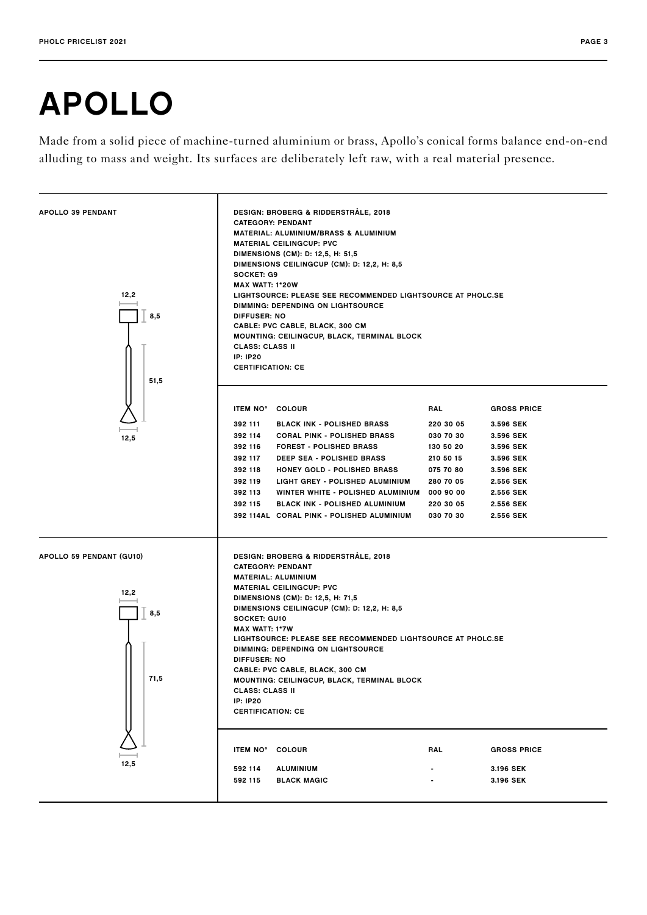# APOLLO

Made from a solid piece of machine-turned aluminium or brass, Apollo's conical forms balance end-on-end alluding to mass and weight. Its surfaces are deliberately left raw, with a real material presence.

## APOLLO 39 PENDANT

12,2
8,5
51,5
12,5

DESIGN: BROBERG & RIDDERSTRÅLE, 2018
CATEGORY: PENDANT
MATERIAL: ALUMINIUM/BRASS & ALUMINIUM
MATERIAL CEILINGCUP: PVC
DIMENSIONS (CM): D: 12,5, H: 51,5
DIMENSIONS CEILINGCUP (CM): D: 12,2, H: 8,5
SOCKET: G9
MAX WATT: 1*20W
LIGHTSOURCE: PLEASE SEE RECOMMENDED LIGHTSOURCE AT PHOLC.SE
DIMMING: DEPENDING ON LIGHTSOURCE
DIFFUSER: NO
CABLE: PVC CABLE, BLACK, 300 CM
MOUNTING: CEILINGCUP, BLACK, TERMINAL BLOCK
CLASS: CLASS II
IP: IP20
CERTIFICATION: CE

| ITEM NO° | COLOUR | RAL | GROSS PRICE |
|---|---|---|---|
| 392 111 | BLACK INK - POLISHED BRASS | 220 30 05 | 3.596 SEK |
| 392 114 | CORAL PINK - POLISHED BRASS | 030 70 30 | 3.596 SEK |
| 392 116 | FOREST - POLISHED BRASS | 130 50 20 | 3.596 SEK |
| 392 117 | DEEP SEA - POLISHED BRASS | 210 50 15 | 3.596 SEK |
| 392 118 | HONEY GOLD - POLISHED BRASS | 075 70 80 | 3.596 SEK |
| 392 119 | LIGHT GREY - POLISHED ALUMINIUM | 280 70 05 | 2.556 SEK |
| 392 113 | WINTER WHITE - POLISHED ALUMINIUM | 000 90 00 | 2.556 SEK |
| 392 115 | BLACK INK - POLISHED ALUMINIUM | 220 30 05 | 2.556 SEK |
| 392 114AL | CORAL PINK - POLISHED ALUMINIUM | 030 70 30 | 2.556 SEK |

## APOLLO 59 PENDANT (GU10)

12,2
8,5
71,5
12,5

DESIGN: BROBERG & RIDDERSTRÅLE, 2018
CATEGORY: PENDANT
MATERIAL: ALUMINIUM
MATERIAL CEILINGCUP: PVC
DIMENSIONS (CM): D: 12,5, H: 71,5
DIMENSIONS CEILINGCUP (CM): D: 12,2, H: 8,5
SOCKET: GU10
MAX WATT: 1*7W
LIGHTSOURCE: PLEASE SEE RECOMMENDED LIGHTSOURCE AT PHOLC.SE
DIMMING: DEPENDING ON LIGHTSOURCE
DIFFUSER: NO
CABLE: PVC CABLE, BLACK, 300 CM
MOUNTING: CEILINGCUP, BLACK, TERMINAL BLOCK
CLASS: CLASS II
IP: IP20
CERTIFICATION: CE

| ITEM NO° | COLOUR | RAL | GROSS PRICE |
|---|---|---|---|
| 592 114 | ALUMINIUM | - | 3.196 SEK |
| 592 115 | BLACK MAGIC | - | 3.196 SEK |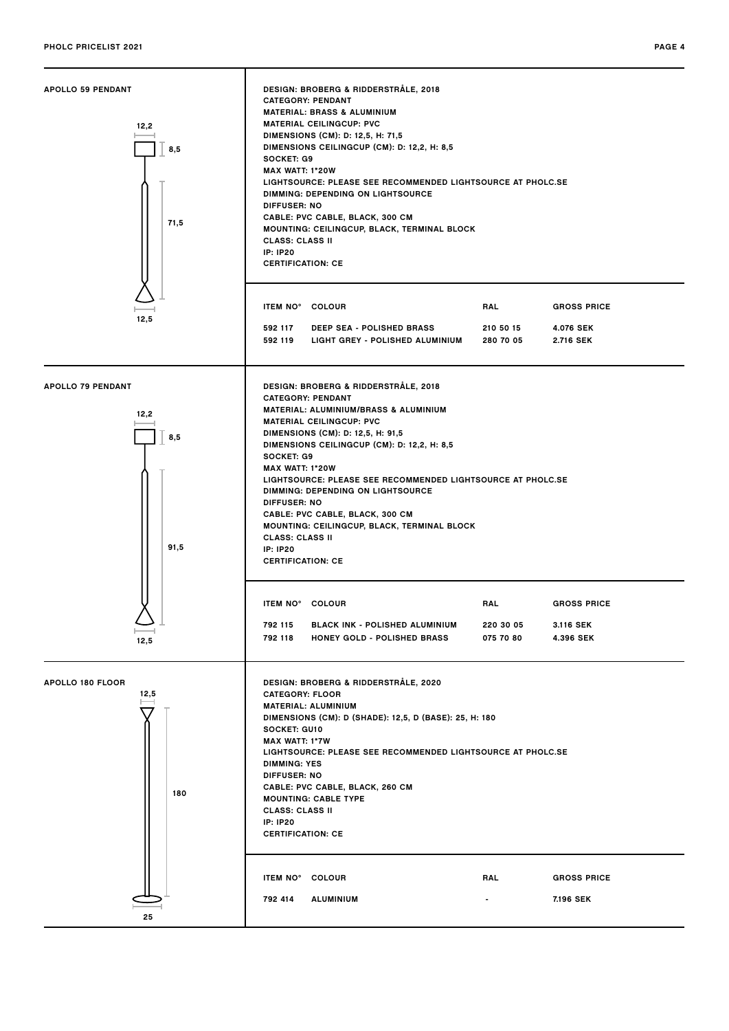## APOLLO 59 PENDANT

DESIGN: BROBERG & RIDDERSTRÅLE, 2018
CATEGORY: PENDANT
MATERIAL: BRASS & ALUMINIUM
MATERIAL CEILINGCUP: PVC
DIMENSIONS (CM): D: 12,5, H: 71,5
DIMENSIONS CEILINGCUP (CM): D: 12,2, H: 8,5
SOCKET: G9
MAX WATT: 1*20W
LIGHTSOURCE: PLEASE SEE RECOMMENDED LIGHTSOURCE AT PHOLC.SE
DIMMING: DEPENDING ON LIGHTSOURCE
DIFFUSER: NO
CABLE: PVC CABLE, BLACK, 300 CM
MOUNTING: CEILINGCUP, BLACK, TERMINAL BLOCK
CLASS: CLASS II
IP: IP20
CERTIFICATION: CE

| ITEM NO° | COLOUR | RAL | GROSS PRICE |
| --- | --- | --- | --- |
| 592 117 | DEEP SEA - POLISHED BRASS | 210 50 15 | 4.076 SEK |
| 592 119 | LIGHT GREY - POLISHED ALUMINIUM | 280 70 05 | 2.716 SEK |

## APOLLO 79 PENDANT

DESIGN: BROBERG & RIDDERSTRÅLE, 2018
CATEGORY: PENDANT
MATERIAL: ALUMINIUM/BRASS & ALUMINIUM
MATERIAL CEILINGCUP: PVC
DIMENSIONS (CM): D: 12,5, H: 91,5
DIMENSIONS CEILINGCUP (CM): D: 12,2, H: 8,5
SOCKET: G9
MAX WATT: 1*20W
LIGHTSOURCE: PLEASE SEE RECOMMENDED LIGHTSOURCE AT PHOLC.SE
DIMMING: DEPENDING ON LIGHTSOURCE
DIFFUSER: NO
CABLE: PVC CABLE, BLACK, 300 CM
MOUNTING: CEILINGCUP, BLACK, TERMINAL BLOCK
CLASS: CLASS II
IP: IP20
CERTIFICATION: CE

| ITEM NO° | COLOUR | RAL | GROSS PRICE |
| --- | --- | --- | --- |
| 792 115 | BLACK INK - POLISHED ALUMINIUM | 220 30 05 | 3.116 SEK |
| 792 118 | HONEY GOLD - POLISHED BRASS | 075 70 80 | 4.396 SEK |

## APOLLO 180 FLOOR

DESIGN: BROBERG & RIDDERSTRÅLE, 2020
CATEGORY: FLOOR
MATERIAL: ALUMINIUM
DIMENSIONS (CM): D (SHADE): 12,5, D (BASE): 25, H: 180
SOCKET: GU10
MAX WATT: 1*7W
LIGHTSOURCE: PLEASE SEE RECOMMENDED LIGHTSOURCE AT PHOLC.SE
DIMMING: YES
DIFFUSER: NO
CABLE: PVC CABLE, BLACK, 260 CM
MOUNTING: CABLE TYPE
CLASS: CLASS II
IP: IP20
CERTIFICATION: CE

| ITEM NO° | COLOUR | RAL | GROSS PRICE |
| --- | --- | --- | --- |
| 792 414 | ALUMINIUM | - | 7.196 SEK |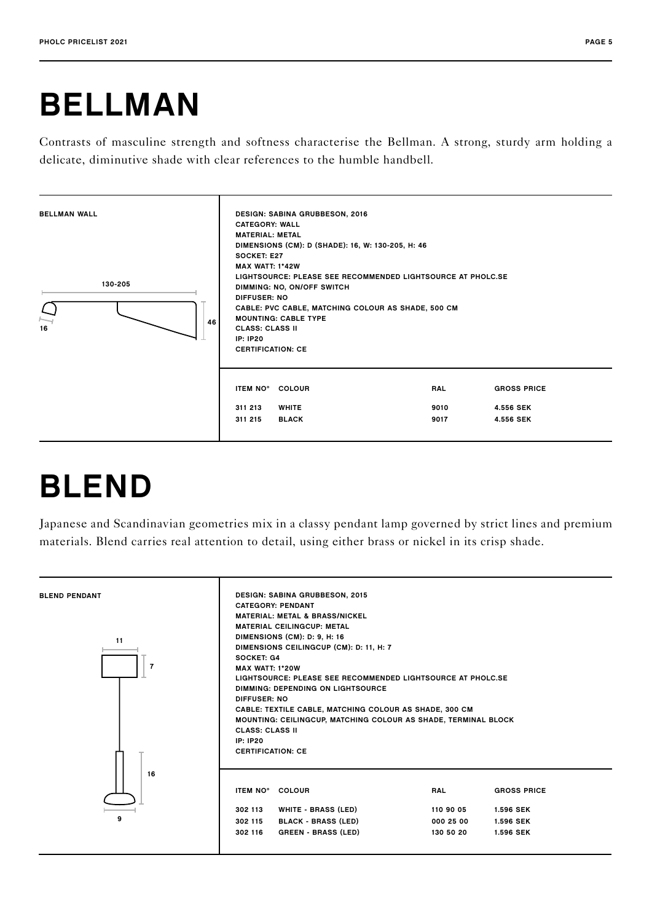# BELLMAN

Contrasts of masculine strength and softness characterise the Bellman. A strong, sturdy arm holding a delicate, diminutive shade with clear references to the humble handbell.

**BELLMAN WALL**

130-205

46

16

DESIGN: SABINA GRUBBESON, 2016
CATEGORY: WALL
MATERIAL: METAL
DIMENSIONS (CM): D (SHADE): 16, W: 130-205, H: 46
SOCKET: E27
MAX WATT: 1*42W
LIGHTSOURCE: PLEASE SEE RECOMMENDED LIGHTSOURCE AT PHOLC.SE
DIMMING: NO, ON/OFF SWITCH
DIFFUSER: NO
CABLE: PVC CABLE, MATCHING COLOUR AS SHADE, 500 CM
MOUNTING: CABLE TYPE
CLASS: CLASS II
IP: IP20
CERTIFICATION: CE

| ITEM NO° | COLOUR | RAL | GROSS PRICE |
|---|---|---|---|
| 311 213 | WHITE | 9010 | 4.556 SEK |
| 311 215 | BLACK | 9017 | 4.556 SEK |

# BLEND

Japanese and Scandinavian geometries mix in a classy pendant lamp governed by strict lines and premium materials. Blend carries real attention to detail, using either brass or nickel in its crisp shade.

**BLEND PENDANT**

11

7

16

9

DESIGN: SABINA GRUBBESON, 2015
CATEGORY: PENDANT
MATERIAL: METAL & BRASS/NICKEL
MATERIAL CEILINGCUP: METAL
DIMENSIONS (CM): D: 9, H: 16
DIMENSIONS CEILINGCUP (CM): D: 11, H: 7
SOCKET: G4
MAX WATT: 1*20W
LIGHTSOURCE: PLEASE SEE RECOMMENDED LIGHTSOURCE AT PHOLC.SE
DIMMING: DEPENDING ON LIGHTSOURCE
DIFFUSER: NO
CABLE: TEXTILE CABLE, MATCHING COLOUR AS SHADE, 300 CM
MOUNTING: CEILINGCUP, MATCHING COLOUR AS SHADE, TERMINAL BLOCK
CLASS: CLASS II
IP: IP20
CERTIFICATION: CE

| ITEM NO° | COLOUR | RAL | GROSS PRICE |
|---|---|---|---|
| 302 113 | WHITE - BRASS (LED) | 110 90 05 | 1.596 SEK |
| 302 115 | BLACK - BRASS (LED) | 000 25 00 | 1.596 SEK |
| 302 116 | GREEN - BRASS (LED) | 130 50 20 | 1.596 SEK |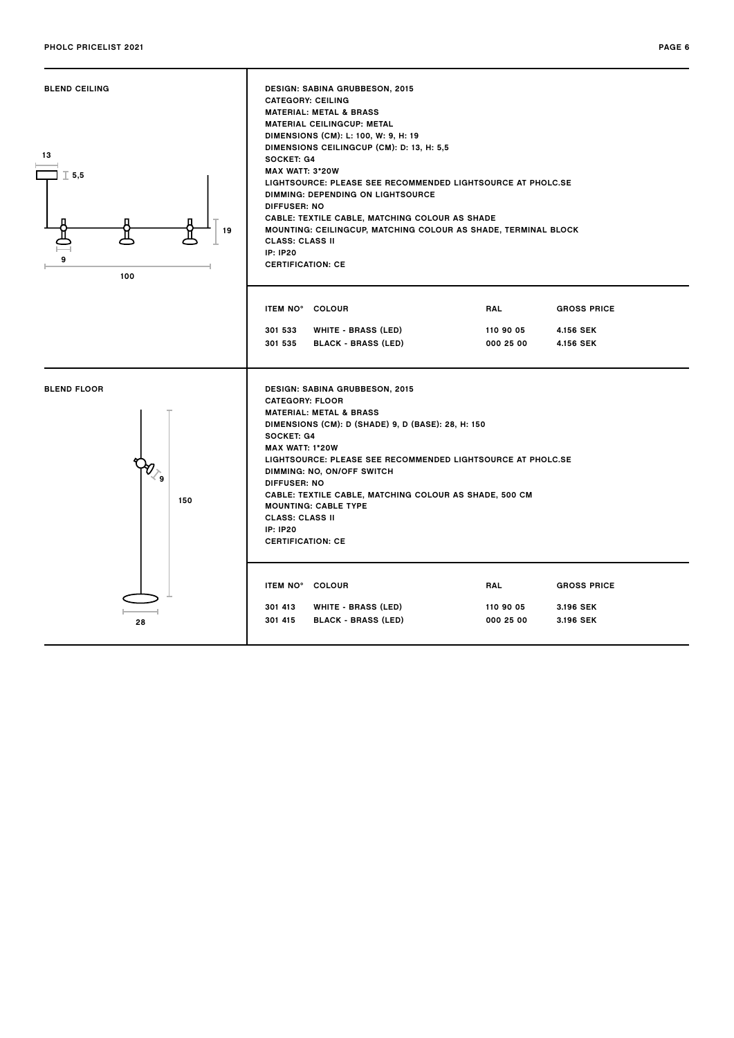## BLEND CEILING

DESIGN: SABINA GRUBBESON, 2015
CATEGORY: CEILING
MATERIAL: METAL & BRASS
MATERIAL CEILINGCUP: METAL
DIMENSIONS (CM): L: 100, W: 9, H: 19
DIMENSIONS CEILINGCUP (CM): D: 13, H: 5,5
SOCKET: G4
MAX WATT: 3*20W
LIGHTSOURCE: PLEASE SEE RECOMMENDED LIGHTSOURCE AT PHOLC.SE
DIMMING: DEPENDING ON LIGHTSOURCE
DIFFUSER: NO
CABLE: TEXTILE CABLE, MATCHING COLOUR AS SHADE
MOUNTING: CEILINGCUP, MATCHING COLOUR AS SHADE, TERMINAL BLOCK
CLASS: CLASS II
IP: IP20
CERTIFICATION: CE

| ITEM NO° | COLOUR | RAL | GROSS PRICE |
|---|---|---|---|
| 301 533 | WHITE - BRASS (LED) | 110 90 05 | 4.156 SEK |
| 301 535 | BLACK - BRASS (LED) | 000 25 00 | 4.156 SEK |

## BLEND FLOOR

DESIGN: SABINA GRUBBESON, 2015
CATEGORY: FLOOR
MATERIAL: METAL & BRASS
DIMENSIONS (CM): D (SHADE) 9, D (BASE): 28, H: 150
SOCKET: G4
MAX WATT: 1*20W
LIGHTSOURCE: PLEASE SEE RECOMMENDED LIGHTSOURCE AT PHOLC.SE
DIMMING: NO, ON/OFF SWITCH
DIFFUSER: NO
CABLE: TEXTILE CABLE, MATCHING COLOUR AS SHADE, 500 CM
MOUNTING: CABLE TYPE
CLASS: CLASS II
IP: IP20
CERTIFICATION: CE

| ITEM NO° | COLOUR | RAL | GROSS PRICE |
|---|---|---|---|
| 301 413 | WHITE - BRASS (LED) | 110 90 05 | 3.196 SEK |
| 301 415 | BLACK - BRASS (LED) | 000 25 00 | 3.196 SEK |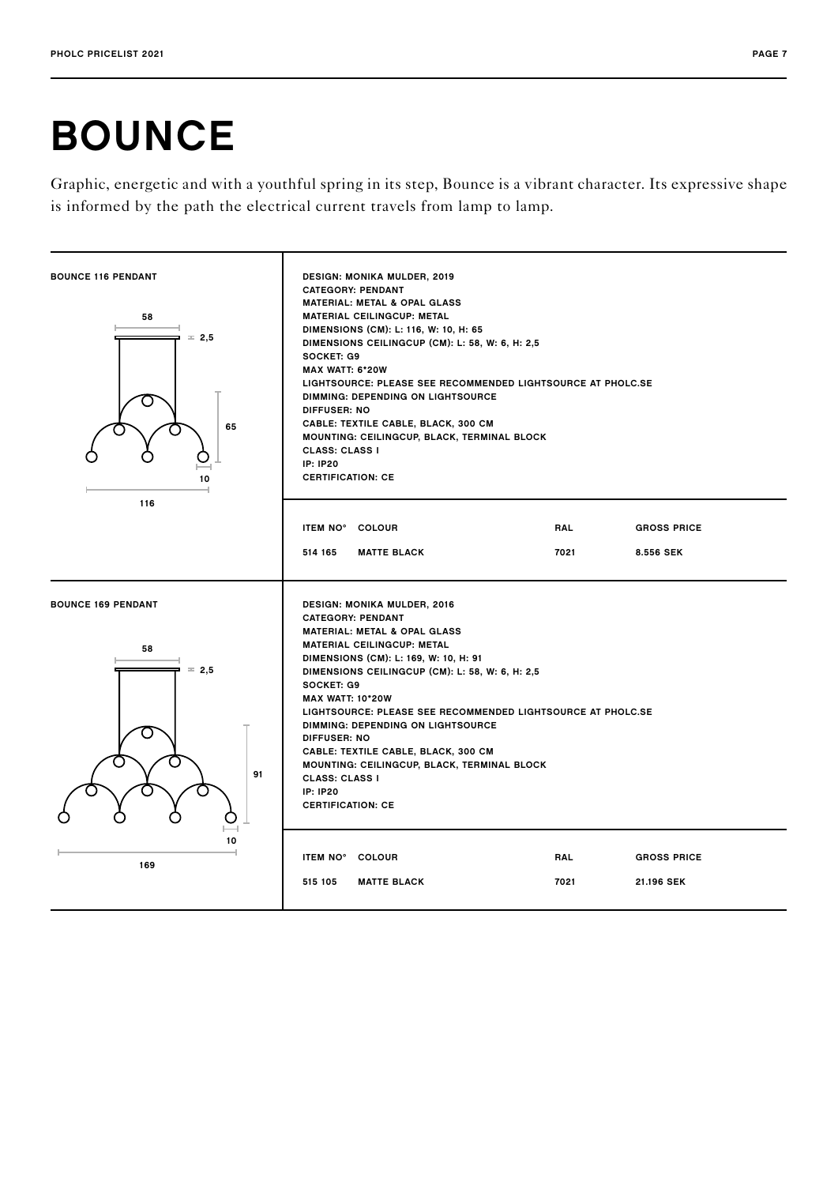# BOUNCE

Graphic, energetic and with a youthful spring in its step, Bounce is a vibrant character. Its expressive shape is informed by the path the electrical current travels from lamp to lamp.

## BOUNCE 116 PENDANT

58

2,5

65

10

116

DESIGN: MONIKA MULDER, 2019
CATEGORY: PENDANT
MATERIAL: METAL & OPAL GLASS
MATERIAL CEILINGCUP: METAL
DIMENSIONS (CM): L: 116, W: 10, H: 65
DIMENSIONS CEILINGCUP (CM): L: 58, W: 6, H: 2,5
SOCKET: G9
MAX WATT: 6*20W
LIGHTSOURCE: PLEASE SEE RECOMMENDED LIGHTSOURCE AT PHOLC.SE
DIMMING: DEPENDING ON LIGHTSOURCE
DIFFUSER: NO
CABLE: TEXTILE CABLE, BLACK, 300 CM
MOUNTING: CEILINGCUP, BLACK, TERMINAL BLOCK
CLASS: CLASS I
IP: IP20
CERTIFICATION: CE

| ITEM NO° | COLOUR | RAL | GROSS PRICE |
|---|---|---|---|
| 514 165 | MATTE BLACK | 7021 | 8.556 SEK |

## BOUNCE 169 PENDANT

58

2,5

91

10

169

DESIGN: MONIKA MULDER, 2016
CATEGORY: PENDANT
MATERIAL: METAL & OPAL GLASS
MATERIAL CEILINGCUP: METAL
DIMENSIONS (CM): L: 169, W: 10, H: 91
DIMENSIONS CEILINGCUP (CM): L: 58, W: 6, H: 2,5
SOCKET: G9
MAX WATT: 10*20W
LIGHTSOURCE: PLEASE SEE RECOMMENDED LIGHTSOURCE AT PHOLC.SE
DIMMING: DEPENDING ON LIGHTSOURCE
DIFFUSER: NO
CABLE: TEXTILE CABLE, BLACK, 300 CM
MOUNTING: CEILINGCUP, BLACK, TERMINAL BLOCK
CLASS: CLASS I
IP: IP20
CERTIFICATION: CE

| ITEM NO° | COLOUR | RAL | GROSS PRICE |
|---|---|---|---|
| 515 105 | MATTE BLACK | 7021 | 21.196 SEK |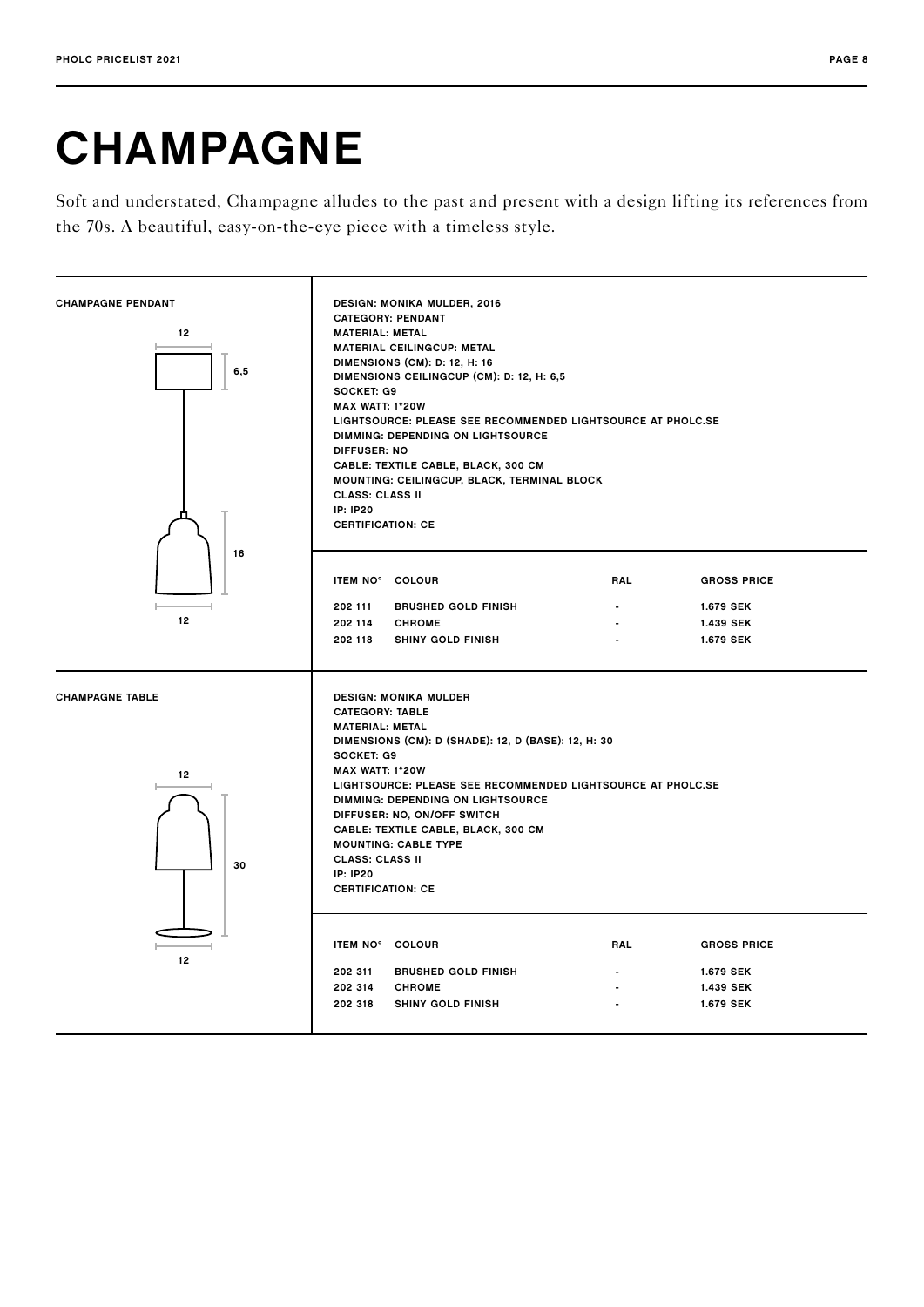// CHAMPAGNE

# CHAMPAGNE

Soft and understated, Champagne alludes to the past and present with a design lifting its references from the 70s. A beautiful, easy-on-the-eye piece with a timeless style.

## CHAMPAGNE PENDANT

12

6,5

16

12

DESIGN: MONIKA MULDER, 2016
CATEGORY: PENDANT
MATERIAL: METAL
MATERIAL CEILINGCUP: METAL
DIMENSIONS (CM): D: 12, H: 16
DIMENSIONS CEILINGCUP (CM): D: 12, H: 6,5
SOCKET: G9
MAX WATT: 1*20W
LIGHTSOURCE: PLEASE SEE RECOMMENDED LIGHTSOURCE AT PHOLC.SE
DIMMING: DEPENDING ON LIGHTSOURCE
DIFFUSER: NO
CABLE: TEXTILE CABLE, BLACK, 300 CM
MOUNTING: CEILINGCUP, BLACK, TERMINAL BLOCK
CLASS: CLASS II
IP: IP20
CERTIFICATION: CE

| ITEM NO° | COLOUR | RAL | GROSS PRICE |
|---|---|---|---|
| 202 111 | BRUSHED GOLD FINISH | - | 1.679 SEK |
| 202 114 | CHROME | - | 1.439 SEK |
| 202 118 | SHINY GOLD FINISH | - | 1.679 SEK |

## CHAMPAGNE TABLE

12

30

12

DESIGN: MONIKA MULDER
CATEGORY: TABLE
MATERIAL: METAL
DIMENSIONS (CM): D (SHADE): 12, D (BASE): 12, H: 30
SOCKET: G9
MAX WATT: 1*20W
LIGHTSOURCE: PLEASE SEE RECOMMENDED LIGHTSOURCE AT PHOLC.SE
DIMMING: DEPENDING ON LIGHTSOURCE
DIFFUSER: NO, ON/OFF SWITCH
CABLE: TEXTILE CABLE, BLACK, 300 CM
MOUNTING: CABLE TYPE
CLASS: CLASS II
IP: IP20
CERTIFICATION: CE

| ITEM NO° | COLOUR | RAL | GROSS PRICE |
|---|---|---|---|
| 202 311 | BRUSHED GOLD FINISH | - | 1.679 SEK |
| 202 314 | CHROME | - | 1.439 SEK |
| 202 318 | SHINY GOLD FINISH | - | 1.679 SEK |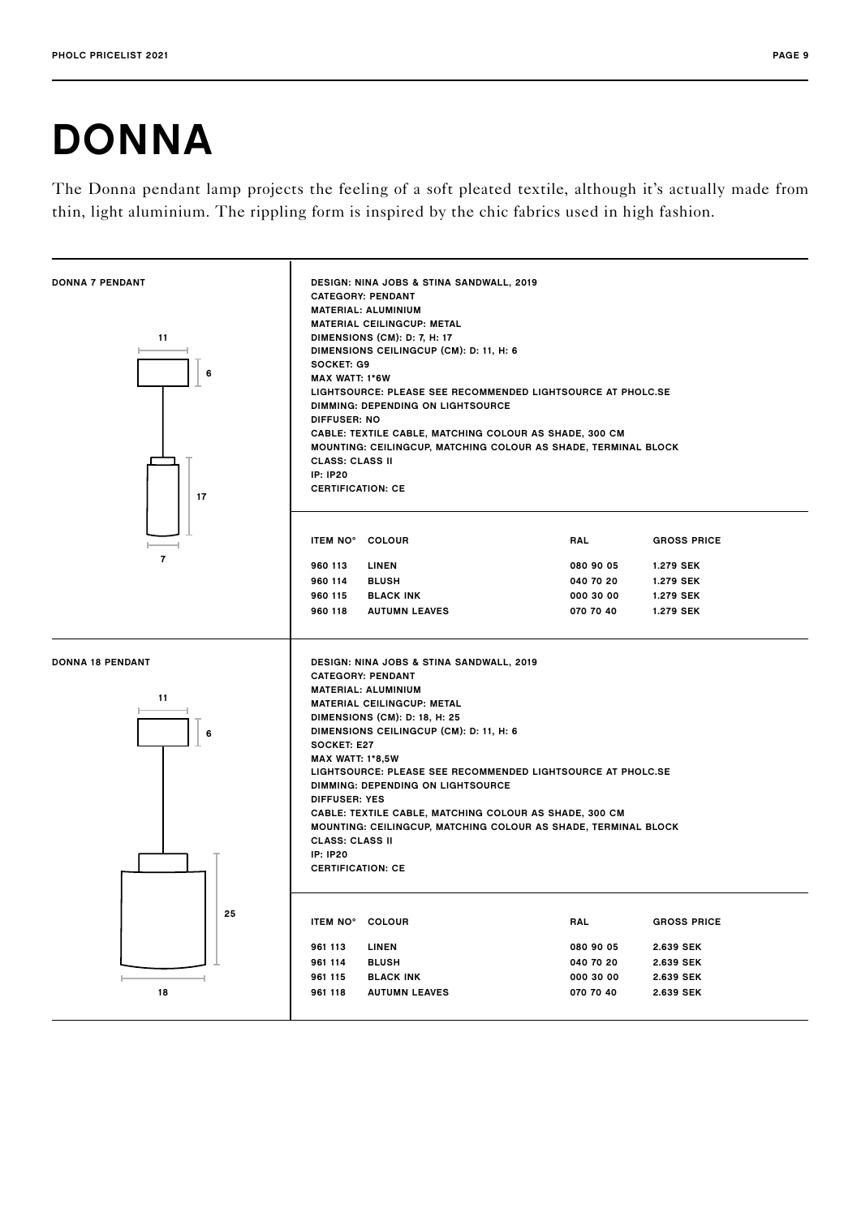# DONNA

The Donna pendant lamp projects the feeling of a soft pleated textile, although it's actually made from thin, light aluminium. The rippling form is inspired by the chic fabrics used in high fashion.

## DONNA 7 PENDANT

11
6
17
7

DESIGN: NINA JOBS & STINA SANDWALL, 2019
CATEGORY: PENDANT
MATERIAL: ALUMINIUM
MATERIAL CEILINGCUP: METAL
DIMENSIONS (CM): D: 7, H: 17
DIMENSIONS CEILINGCUP (CM): D: 11, H: 6
SOCKET: G9
MAX WATT: 1*6W
LIGHTSOURCE: PLEASE SEE RECOMMENDED LIGHTSOURCE AT PHOLC.SE
DIMMING: DEPENDING ON LIGHTSOURCE
DIFFUSER: NO
CABLE: TEXTILE CABLE, MATCHING COLOUR AS SHADE, 300 CM
MOUNTING: CEILINGCUP, MATCHING COLOUR AS SHADE, TERMINAL BLOCK
CLASS: CLASS II
IP: IP20
CERTIFICATION: CE

| ITEM NO° | COLOUR | RAL | GROSS PRICE |
|---|---|---|---|
| 960 113 | LINEN | 080 90 05 | 1.279 SEK |
| 960 114 | BLUSH | 040 70 20 | 1.279 SEK |
| 960 115 | BLACK INK | 000 30 00 | 1.279 SEK |
| 960 118 | AUTUMN LEAVES | 070 70 40 | 1.279 SEK |

## DONNA 18 PENDANT

11
6
25
18

DESIGN: NINA JOBS & STINA SANDWALL, 2019
CATEGORY: PENDANT
MATERIAL: ALUMINIUM
MATERIAL CEILINGCUP: METAL
DIMENSIONS (CM): D: 18, H: 25
DIMENSIONS CEILINGCUP (CM): D: 11, H: 6
SOCKET: E27
MAX WATT: 1*8,5W
LIGHTSOURCE: PLEASE SEE RECOMMENDED LIGHTSOURCE AT PHOLC.SE
DIMMING: DEPENDING ON LIGHTSOURCE
DIFFUSER: YES
CABLE: TEXTILE CABLE, MATCHING COLOUR AS SHADE, 300 CM
MOUNTING: CEILINGCUP, MATCHING COLOUR AS SHADE, TERMINAL BLOCK
CLASS: CLASS II
IP: IP20
CERTIFICATION: CE

| ITEM NO° | COLOUR | RAL | GROSS PRICE |
|---|---|---|---|
| 961 113 | LINEN | 080 90 05 | 2.639 SEK |
| 961 114 | BLUSH | 040 70 20 | 2.639 SEK |
| 961 115 | BLACK INK | 000 30 00 | 2.639 SEK |
| 961 118 | AUTUMN LEAVES | 070 70 40 | 2.639 SEK |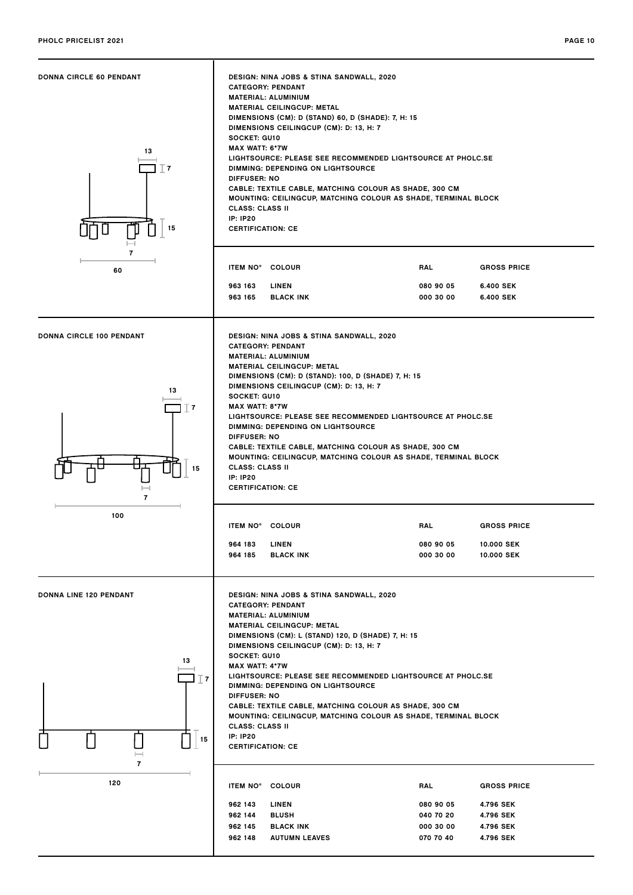## DONNA CIRCLE 60 PENDANT

13
7
15
7
60

DESIGN: NINA JOBS & STINA SANDWALL, 2020
CATEGORY: PENDANT
MATERIAL: ALUMINIUM
MATERIAL CEILINGCUP: METAL
DIMENSIONS (CM): D (STAND) 60, D (SHADE): 7, H: 15
DIMENSIONS CEILINGCUP (CM): D: 13, H: 7
SOCKET: GU10
MAX WATT: 6*7W
LIGHTSOURCE: PLEASE SEE RECOMMENDED LIGHTSOURCE AT PHOLC.SE
DIMMING: DEPENDING ON LIGHTSOURCE
DIFFUSER: NO
CABLE: TEXTILE CABLE, MATCHING COLOUR AS SHADE, 300 CM
MOUNTING: CEILINGCUP, MATCHING COLOUR AS SHADE, TERMINAL BLOCK
CLASS: CLASS II
IP: IP20
CERTIFICATION: CE

| ITEM NO° | COLOUR | RAL | GROSS PRICE |
|---|---|---|---|
| 963 163 | LINEN | 080 90 05 | 6.400 SEK |
| 963 165 | BLACK INK | 000 30 00 | 6.400 SEK |

## DONNA CIRCLE 100 PENDANT

13
7
15
7
100

DESIGN: NINA JOBS & STINA SANDWALL, 2020
CATEGORY: PENDANT
MATERIAL: ALUMINIUM
MATERIAL CEILINGCUP: METAL
DIMENSIONS (CM): D (STAND): 100, D (SHADE) 7, H: 15
DIMENSIONS CEILINGCUP (CM): D: 13, H: 7
SOCKET: GU10
MAX WATT: 8*7W
LIGHTSOURCE: PLEASE SEE RECOMMENDED LIGHTSOURCE AT PHOLC.SE
DIMMING: DEPENDING ON LIGHTSOURCE
DIFFUSER: NO
CABLE: TEXTILE CABLE, MATCHING COLOUR AS SHADE, 300 CM
MOUNTING: CEILINGCUP, MATCHING COLOUR AS SHADE, TERMINAL BLOCK
CLASS: CLASS II
IP: IP20
CERTIFICATION: CE

| ITEM NO° | COLOUR | RAL | GROSS PRICE |
|---|---|---|---|
| 964 183 | LINEN | 080 90 05 | 10.000 SEK |
| 964 185 | BLACK INK | 000 30 00 | 10.000 SEK |

## DONNA LINE 120 PENDANT

13
7
15
7
120

DESIGN: NINA JOBS & STINA SANDWALL, 2020
CATEGORY: PENDANT
MATERIAL: ALUMINIUM
MATERIAL CEILINGCUP: METAL
DIMENSIONS (CM): L (STAND) 120, D (SHADE) 7, H: 15
DIMENSIONS CEILINGCUP (CM): D: 13, H: 7
SOCKET: GU10
MAX WATT: 4*7W
LIGHTSOURCE: PLEASE SEE RECOMMENDED LIGHTSOURCE AT PHOLC.SE
DIMMING: DEPENDING ON LIGHTSOURCE
DIFFUSER: NO
CABLE: TEXTILE CABLE, MATCHING COLOUR AS SHADE, 300 CM
MOUNTING: CEILINGCUP, MATCHING COLOUR AS SHADE, TERMINAL BLOCK
CLASS: CLASS II
IP: IP20
CERTIFICATION: CE

| ITEM NO° | COLOUR | RAL | GROSS PRICE |
|---|---|---|---|
| 962 143 | LINEN | 080 90 05 | 4.796 SEK |
| 962 144 | BLUSH | 040 70 20 | 4.796 SEK |
| 962 145 | BLACK INK | 000 30 00 | 4.796 SEK |
| 962 148 | AUTUMN LEAVES | 070 70 40 | 4.796 SEK |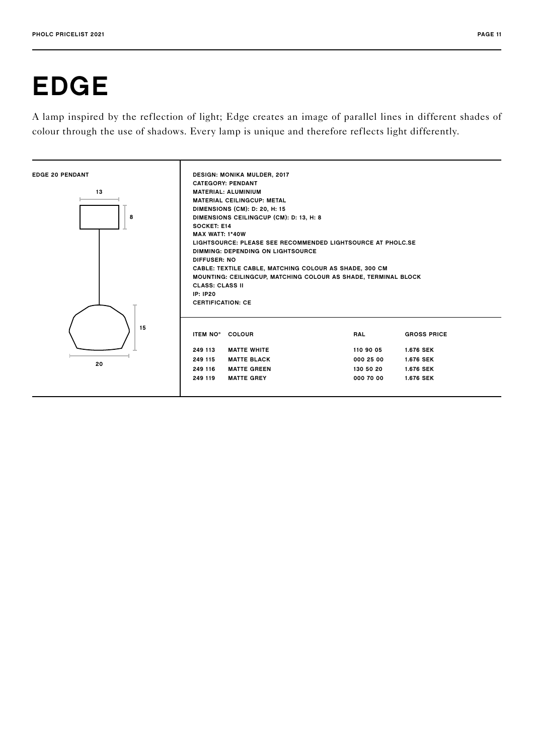# EDGE

A lamp inspired by the reflection of light; Edge creates an image of parallel lines in different shades of colour through the use of shadows. Every lamp is unique and therefore reflects light differently.

**EDGE 20 PENDANT**

13

8

15

20

DESIGN: MONIKA MULDER, 2017
CATEGORY: PENDANT
MATERIAL: ALUMINIUM
MATERIAL CEILINGCUP: METAL
DIMENSIONS (CM): D: 20, H: 15
DIMENSIONS CEILINGCUP (CM): D: 13, H: 8
SOCKET: E14
MAX WATT: 1*40W
LIGHTSOURCE: PLEASE SEE RECOMMENDED LIGHTSOURCE AT PHOLC.SE
DIMMING: DEPENDING ON LIGHTSOURCE
DIFFUSER: NO
CABLE: TEXTILE CABLE, MATCHING COLOUR AS SHADE, 300 CM
MOUNTING: CEILINGCUP, MATCHING COLOUR AS SHADE, TERMINAL BLOCK
CLASS: CLASS II
IP: IP20
CERTIFICATION: CE

| ITEM NO° | COLOUR | RAL | GROSS PRICE |
|---|---|---|---|
| 249 113 | MATTE WHITE | 110 90 05 | 1.676 SEK |
| 249 115 | MATTE BLACK | 000 25 00 | 1.676 SEK |
| 249 116 | MATTE GREEN | 130 50 20 | 1.676 SEK |
| 249 119 | MATTE GREY | 000 70 00 | 1.676 SEK |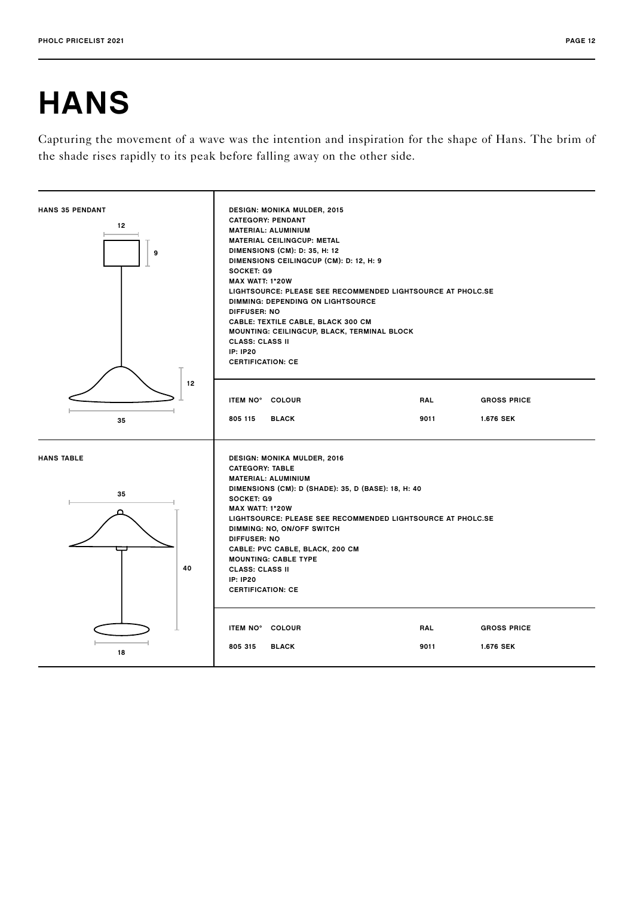# HANS

Capturing the movement of a wave was the intention and inspiration for the shape of Hans. The brim of the shade rises rapidly to its peak before falling away on the other side.

## HANS 35 PENDANT

12
9
12
35

DESIGN: MONIKA MULDER, 2015
CATEGORY: PENDANT
MATERIAL: ALUMINIUM
MATERIAL CEILINGCUP: METAL
DIMENSIONS (CM): D: 35, H: 12
DIMENSIONS CEILINGCUP (CM): D: 12, H: 9
SOCKET: G9
MAX WATT: 1*20W
LIGHTSOURCE: PLEASE SEE RECOMMENDED LIGHTSOURCE AT PHOLC.SE
DIMMING: DEPENDING ON LIGHTSOURCE
DIFFUSER: NO
CABLE: TEXTILE CABLE, BLACK 300 CM
MOUNTING: CEILINGCUP, BLACK, TERMINAL BLOCK
CLASS: CLASS II
IP: IP20
CERTIFICATION: CE

| ITEM NO° | COLOUR | RAL | GROSS PRICE |
|---|---|---|---|
| 805 115 | BLACK | 9011 | 1.676 SEK |

## HANS TABLE

35
40
18

DESIGN: MONIKA MULDER, 2016
CATEGORY: TABLE
MATERIAL: ALUMINIUM
DIMENSIONS (CM): D (SHADE): 35, D (BASE): 18, H: 40
SOCKET: G9
MAX WATT: 1*20W
LIGHTSOURCE: PLEASE SEE RECOMMENDED LIGHTSOURCE AT PHOLC.SE
DIMMING: NO, ON/OFF SWITCH
DIFFUSER: NO
CABLE: PVC CABLE, BLACK, 200 CM
MOUNTING: CABLE TYPE
CLASS: CLASS II
IP: IP20
CERTIFICATION: CE

| ITEM NO° | COLOUR | RAL | GROSS PRICE |
|---|---|---|---|
| 805 315 | BLACK | 9011 | 1.676 SEK |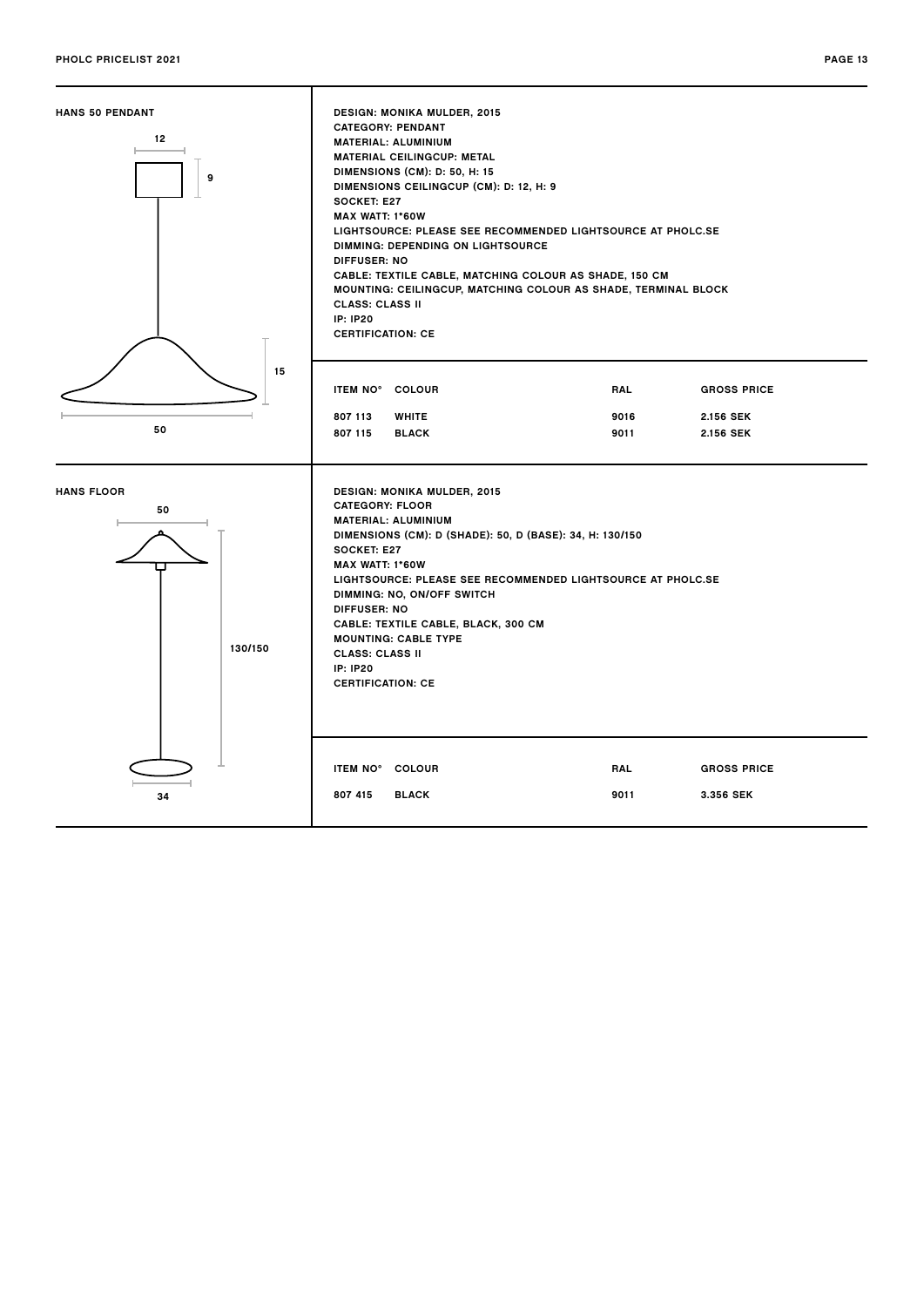## HANS 50 PENDANT

12

9

15

50

DESIGN: MONIKA MULDER, 2015
CATEGORY: PENDANT
MATERIAL: ALUMINIUM
MATERIAL CEILINGCUP: METAL
DIMENSIONS (CM): D: 50, H: 15
DIMENSIONS CEILINGCUP (CM): D: 12, H: 9
SOCKET: E27
MAX WATT: 1*60W
LIGHTSOURCE: PLEASE SEE RECOMMENDED LIGHTSOURCE AT PHOLC.SE
DIMMING: DEPENDING ON LIGHTSOURCE
DIFFUSER: NO
CABLE: TEXTILE CABLE, MATCHING COLOUR AS SHADE, 150 CM
MOUNTING: CEILINGCUP, MATCHING COLOUR AS SHADE, TERMINAL BLOCK
CLASS: CLASS II
IP: IP20
CERTIFICATION: CE

| ITEM NO° | COLOUR | RAL | GROSS PRICE |
| --- | --- | --- | --- |
| 807 113 | WHITE | 9016 | 2.156 SEK |
| 807 115 | BLACK | 9011 | 2.156 SEK |

## HANS FLOOR

50

130/150

34

DESIGN: MONIKA MULDER, 2015
CATEGORY: FLOOR
MATERIAL: ALUMINIUM
DIMENSIONS (CM): D (SHADE): 50, D (BASE): 34, H: 130/150
SOCKET: E27
MAX WATT: 1*60W
LIGHTSOURCE: PLEASE SEE RECOMMENDED LIGHTSOURCE AT PHOLC.SE
DIMMING: NO, ON/OFF SWITCH
DIFFUSER: NO
CABLE: TEXTILE CABLE, BLACK, 300 CM
MOUNTING: CABLE TYPE
CLASS: CLASS II
IP: IP20
CERTIFICATION: CE

| ITEM NO° | COLOUR | RAL | GROSS PRICE |
| --- | --- | --- | --- |
| 807 415 | BLACK | 9011 | 3.356 SEK |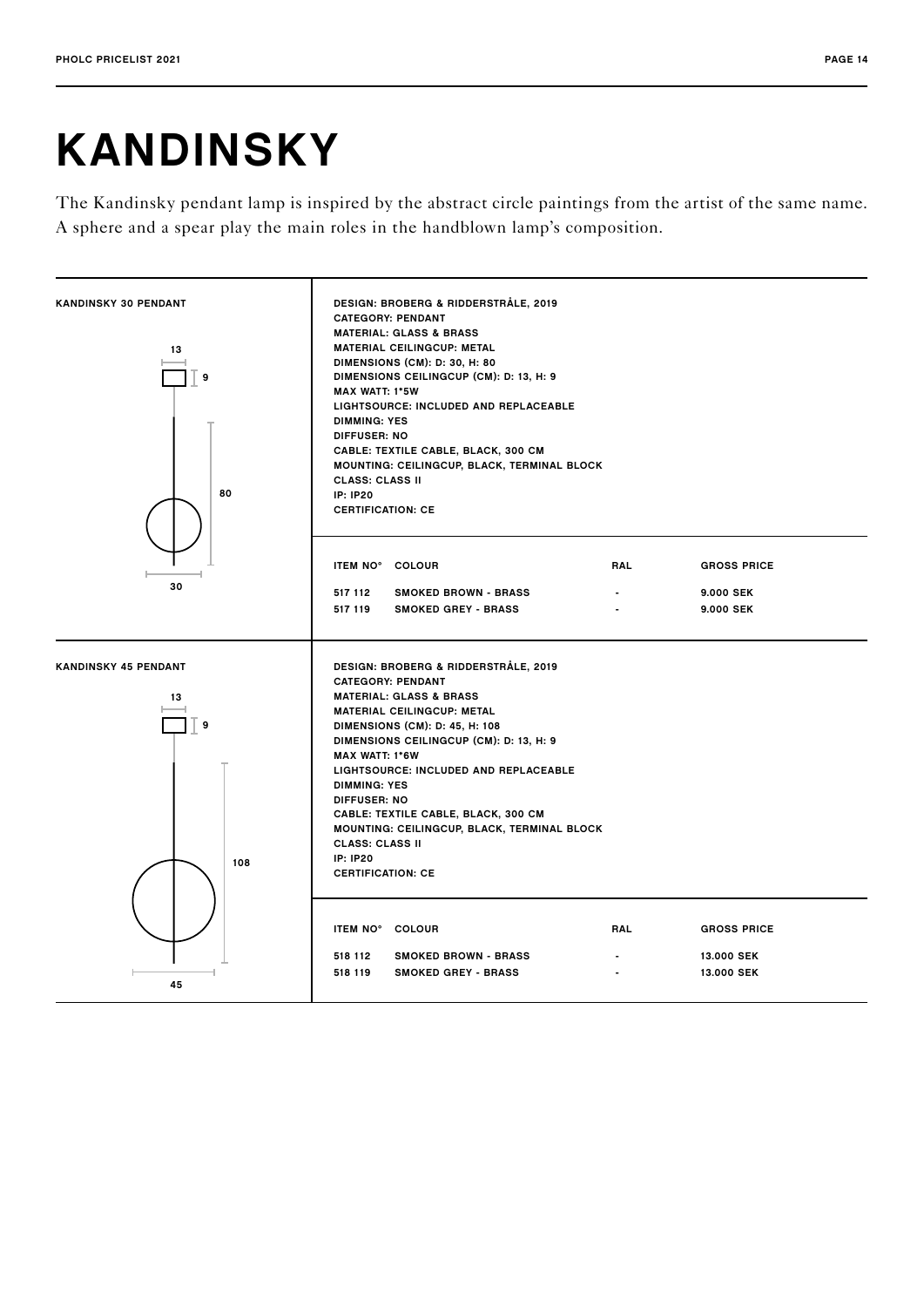# KANDINSKY

The Kandinsky pendant lamp is inspired by the abstract circle paintings from the artist of the same name. A sphere and a spear play the main roles in the handblown lamp's composition.

## KANDINSKY 30 PENDANT

13
9
80
30

DESIGN: BROBERG & RIDDERSTRÅLE, 2019
CATEGORY: PENDANT
MATERIAL: GLASS & BRASS
MATERIAL CEILINGCUP: METAL
DIMENSIONS (CM): D: 30, H: 80
DIMENSIONS CEILINGCUP (CM): D: 13, H: 9
MAX WATT: 1*5W
LIGHTSOURCE: INCLUDED AND REPLACEABLE
DIMMING: YES
DIFFUSER: NO
CABLE: TEXTILE CABLE, BLACK, 300 CM
MOUNTING: CEILINGCUP, BLACK, TERMINAL BLOCK
CLASS: CLASS II
IP: IP20
CERTIFICATION: CE

| ITEM NO° | COLOUR | RAL | GROSS PRICE |
|---|---|---|---|
| 517 112 | SMOKED BROWN - BRASS | - | 9.000 SEK |
| 517 119 | SMOKED GREY - BRASS | - | 9.000 SEK |

## KANDINSKY 45 PENDANT

13
9
108
45

DESIGN: BROBERG & RIDDERSTRÅLE, 2019
CATEGORY: PENDANT
MATERIAL: GLASS & BRASS
MATERIAL CEILINGCUP: METAL
DIMENSIONS (CM): D: 45, H: 108
DIMENSIONS CEILINGCUP (CM): D: 13, H: 9
MAX WATT: 1*6W
LIGHTSOURCE: INCLUDED AND REPLACEABLE
DIMMING: YES
DIFFUSER: NO
CABLE: TEXTILE CABLE, BLACK, 300 CM
MOUNTING: CEILINGCUP, BLACK, TERMINAL BLOCK
CLASS: CLASS II
IP: IP20
CERTIFICATION: CE

| ITEM NO° | COLOUR | RAL | GROSS PRICE |
|---|---|---|---|
| 518 112 | SMOKED BROWN - BRASS | - | 13.000 SEK |
| 518 119 | SMOKED GREY - BRASS | - | 13.000 SEK |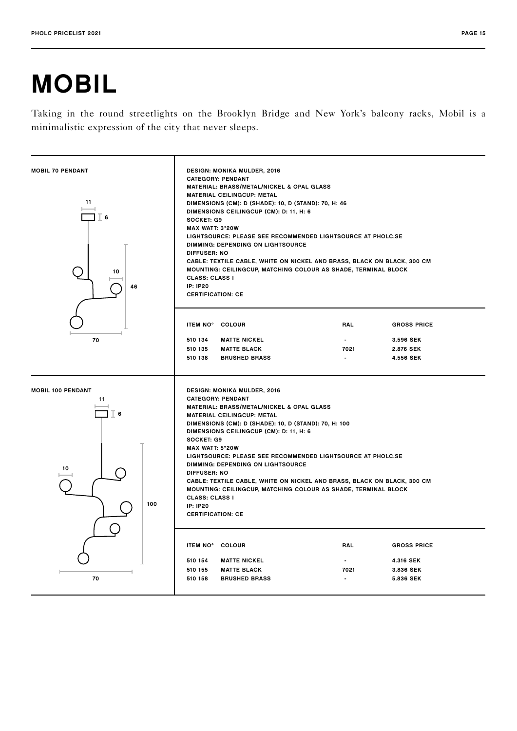# MOBIL

Taking in the round streetlights on the Brooklyn Bridge and New York's balcony racks, Mobil is a minimalistic expression of the city that never sleeps.

## MOBIL 70 PENDANT

DESIGN: MONIKA MULDER, 2016
CATEGORY: PENDANT
MATERIAL: BRASS/METAL/NICKEL & OPAL GLASS
MATERIAL CEILINGCUP: METAL
DIMENSIONS (CM): D (SHADE): 10, D (STAND): 70, H: 46
DIMENSIONS CEILINGCUP (CM): D: 11, H: 6
SOCKET: G9
MAX WATT: 3*20W
LIGHTSOURCE: PLEASE SEE RECOMMENDED LIGHTSOURCE AT PHOLC.SE
DIMMING: DEPENDING ON LIGHTSOURCE
DIFFUSER: NO
CABLE: TEXTILE CABLE, WHITE ON NICKEL AND BRASS, BLACK ON BLACK, 300 CM
MOUNTING: CEILINGCUP, MATCHING COLOUR AS SHADE, TERMINAL BLOCK
CLASS: CLASS I
IP: IP20
CERTIFICATION: CE

| ITEM NO° | COLOUR | RAL | GROSS PRICE |
|---|---|---|---|
| 510 134 | MATTE NICKEL | - | 3.596 SEK |
| 510 135 | MATTE BLACK | 7021 | 2.876 SEK |
| 510 138 | BRUSHED BRASS | - | 4.556 SEK |

## MOBIL 100 PENDANT

DESIGN: MONIKA MULDER, 2016
CATEGORY: PENDANT
MATERIAL: BRASS/METAL/NICKEL & OPAL GLASS
MATERIAL CEILINGCUP: METAL
DIMENSIONS (CM): D (SHADE): 10, D (STAND): 70, H: 100
DIMENSIONS CEILINGCUP (CM): D: 11, H: 6
SOCKET: G9
MAX WATT: 5*20W
LIGHTSOURCE: PLEASE SEE RECOMMENDED LIGHTSOURCE AT PHOLC.SE
DIMMING: DEPENDING ON LIGHTSOURCE
DIFFUSER: NO
CABLE: TEXTILE CABLE, WHITE ON NICKEL AND BRASS, BLACK ON BLACK, 300 CM
MOUNTING: CEILINGCUP, MATCHING COLOUR AS SHADE, TERMINAL BLOCK
CLASS: CLASS I
IP: IP20
CERTIFICATION: CE

| ITEM NO° | COLOUR | RAL | GROSS PRICE |
|---|---|---|---|
| 510 154 | MATTE NICKEL | - | 4.316 SEK |
| 510 155 | MATTE BLACK | 7021 | 3.836 SEK |
| 510 158 | BRUSHED BRASS | - | 5.836 SEK |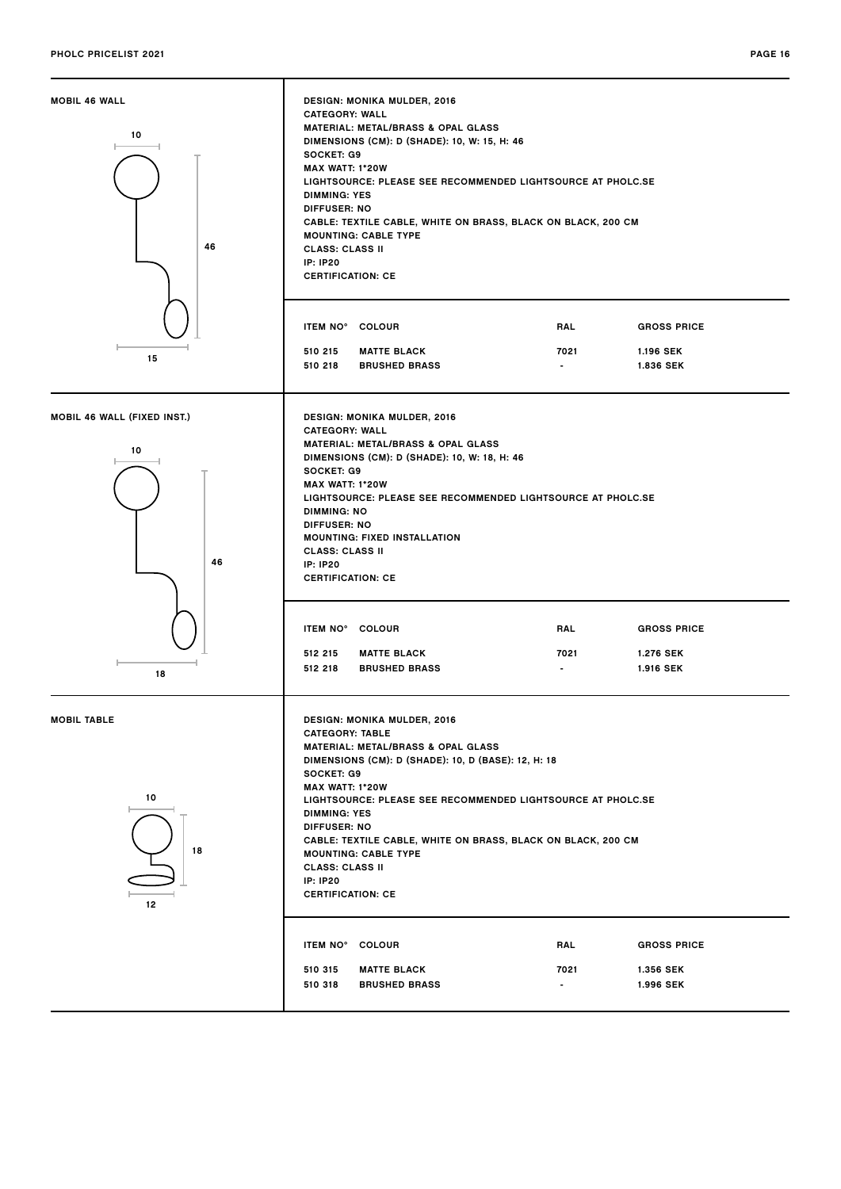## MOBIL 46 WALL

DESIGN: MONIKA MULDER, 2016
CATEGORY: WALL
MATERIAL: METAL/BRASS & OPAL GLASS
DIMENSIONS (CM): D (SHADE): 10, W: 15, H: 46
SOCKET: G9
MAX WATT: 1*20W
LIGHTSOURCE: PLEASE SEE RECOMMENDED LIGHTSOURCE AT PHOLC.SE
DIMMING: YES
DIFFUSER: NO
CABLE: TEXTILE CABLE, WHITE ON BRASS, BLACK ON BLACK, 200 CM
MOUNTING: CABLE TYPE
CLASS: CLASS II
IP: IP20
CERTIFICATION: CE

| ITEM NO° | COLOUR | RAL | GROSS PRICE |
|---|---|---|---|
| 510 215 | MATTE BLACK | 7021 | 1.196 SEK |
| 510 218 | BRUSHED BRASS | - | 1.836 SEK |

## MOBIL 46 WALL (FIXED INST.)

DESIGN: MONIKA MULDER, 2016
CATEGORY: WALL
MATERIAL: METAL/BRASS & OPAL GLASS
DIMENSIONS (CM): D (SHADE): 10, W: 18, H: 46
SOCKET: G9
MAX WATT: 1*20W
LIGHTSOURCE: PLEASE SEE RECOMMENDED LIGHTSOURCE AT PHOLC.SE
DIMMING: NO
DIFFUSER: NO
MOUNTING: FIXED INSTALLATION
CLASS: CLASS II
IP: IP20
CERTIFICATION: CE

| ITEM NO° | COLOUR | RAL | GROSS PRICE |
|---|---|---|---|
| 512 215 | MATTE BLACK | 7021 | 1.276 SEK |
| 512 218 | BRUSHED BRASS | - | 1.916 SEK |

## MOBIL TABLE

DESIGN: MONIKA MULDER, 2016
CATEGORY: TABLE
MATERIAL: METAL/BRASS & OPAL GLASS
DIMENSIONS (CM): D (SHADE): 10, D (BASE): 12, H: 18
SOCKET: G9
MAX WATT: 1*20W
LIGHTSOURCE: PLEASE SEE RECOMMENDED LIGHTSOURCE AT PHOLC.SE
DIMMING: YES
DIFFUSER: NO
CABLE: TEXTILE CABLE, WHITE ON BRASS, BLACK ON BLACK, 200 CM
MOUNTING: CABLE TYPE
CLASS: CLASS II
IP: IP20
CERTIFICATION: CE

| ITEM NO° | COLOUR | RAL | GROSS PRICE |
|---|---|---|---|
| 510 315 | MATTE BLACK | 7021 | 1.356 SEK |
| 510 318 | BRUSHED BRASS | - | 1.996 SEK |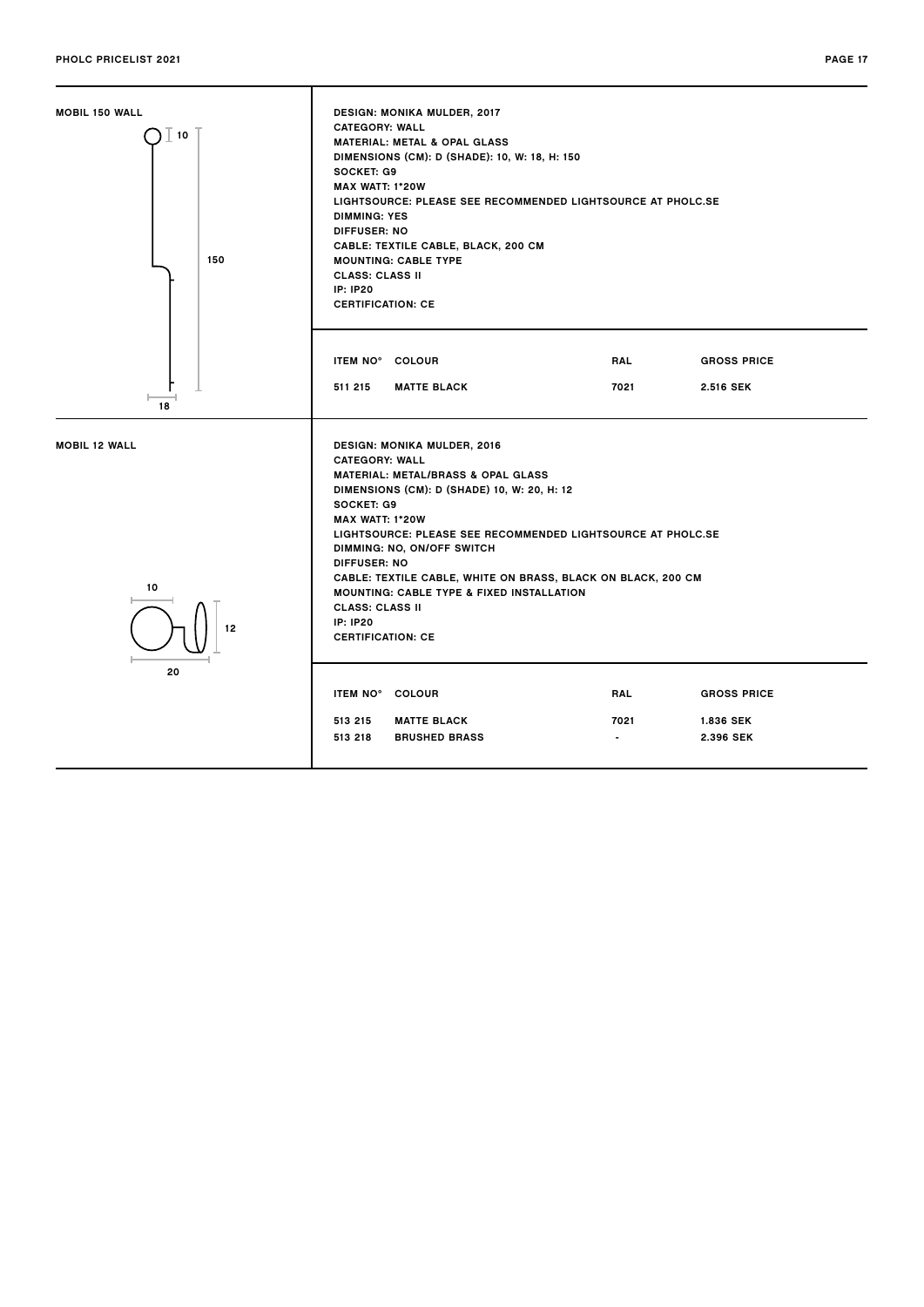## MOBIL 150 WALL

DESIGN: MONIKA MULDER, 2017
CATEGORY: WALL
MATERIAL: METAL & OPAL GLASS
DIMENSIONS (CM): D (SHADE): 10, W: 18, H: 150
SOCKET: G9
MAX WATT: 1*20W
LIGHTSOURCE: PLEASE SEE RECOMMENDED LIGHTSOURCE AT PHOLC.SE
DIMMING: YES
DIFFUSER: NO
CABLE: TEXTILE CABLE, BLACK, 200 CM
MOUNTING: CABLE TYPE
CLASS: CLASS II
IP: IP20
CERTIFICATION: CE

| ITEM NO° | COLOUR | RAL | GROSS PRICE |
|---|---|---|---|
| 511 215 | MATTE BLACK | 7021 | 2.516 SEK |

## MOBIL 12 WALL

DESIGN: MONIKA MULDER, 2016
CATEGORY: WALL
MATERIAL: METAL/BRASS & OPAL GLASS
DIMENSIONS (CM): D (SHADE) 10, W: 20, H: 12
SOCKET: G9
MAX WATT: 1*20W
LIGHTSOURCE: PLEASE SEE RECOMMENDED LIGHTSOURCE AT PHOLC.SE
DIMMING: NO, ON/OFF SWITCH
DIFFUSER: NO
CABLE: TEXTILE CABLE, WHITE ON BRASS, BLACK ON BLACK, 200 CM
MOUNTING: CABLE TYPE & FIXED INSTALLATION
CLASS: CLASS II
IP: IP20
CERTIFICATION: CE

| ITEM NO° | COLOUR | RAL | GROSS PRICE |
|---|---|---|---|
| 513 215 | MATTE BLACK | 7021 | 1.836 SEK |
| 513 218 | BRUSHED BRASS | - | 2.396 SEK |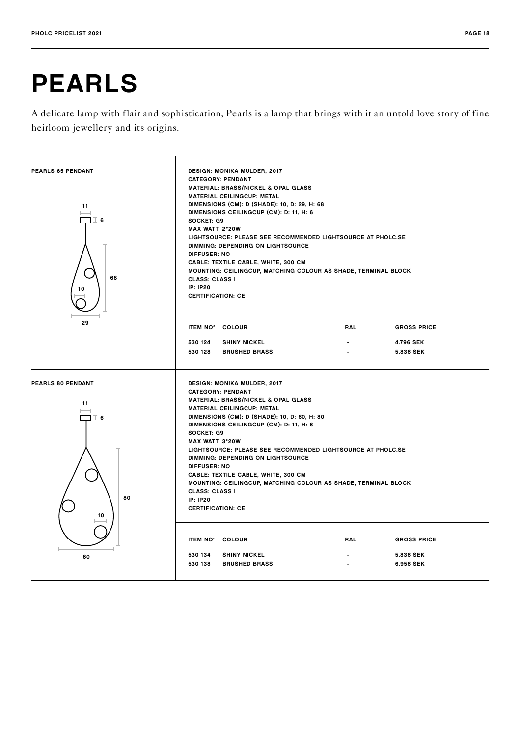# PEARLS

A delicate lamp with flair and sophistication, Pearls is a lamp that brings with it an untold love story of fine heirloom jewellery and its origins.

## PEARLS 65 PENDANT

DESIGN: MONIKA MULDER, 2017
CATEGORY: PENDANT
MATERIAL: BRASS/NICKEL & OPAL GLASS
MATERIAL CEILINGCUP: METAL
DIMENSIONS (CM): D (SHADE): 10, D: 29, H: 68
DIMENSIONS CEILINGCUP (CM): D: 11, H: 6
SOCKET: G9
MAX WATT: 2*20W
LIGHTSOURCE: PLEASE SEE RECOMMENDED LIGHTSOURCE AT PHOLC.SE
DIMMING: DEPENDING ON LIGHTSOURCE
DIFFUSER: NO
CABLE: TEXTILE CABLE, WHITE, 300 CM
MOUNTING: CEILINGCUP, MATCHING COLOUR AS SHADE, TERMINAL BLOCK
CLASS: CLASS I
IP: IP20
CERTIFICATION: CE

| ITEM NO° | COLOUR | RAL | GROSS PRICE |
|---|---|---|---|
| 530 124 | SHINY NICKEL | - | 4.796 SEK |
| 530 128 | BRUSHED BRASS | - | 5.836 SEK |

## PEARLS 80 PENDANT

DESIGN: MONIKA MULDER, 2017
CATEGORY: PENDANT
MATERIAL: BRASS/NICKEL & OPAL GLASS
MATERIAL CEILINGCUP: METAL
DIMENSIONS (CM): D (SHADE): 10, D: 60, H: 80
DIMENSIONS CEILINGCUP (CM): D: 11, H: 6
SOCKET: G9
MAX WATT: 3*20W
LIGHTSOURCE: PLEASE SEE RECOMMENDED LIGHTSOURCE AT PHOLC.SE
DIMMING: DEPENDING ON LIGHTSOURCE
DIFFUSER: NO
CABLE: TEXTILE CABLE, WHITE, 300 CM
MOUNTING: CEILINGCUP, MATCHING COLOUR AS SHADE, TERMINAL BLOCK
CLASS: CLASS I
IP: IP20
CERTIFICATION: CE

| ITEM NO° | COLOUR | RAL | GROSS PRICE |
|---|---|---|---|
| 530 134 | SHINY NICKEL | - | 5.836 SEK |
| 530 138 | BRUSHED BRASS | - | 6.956 SEK |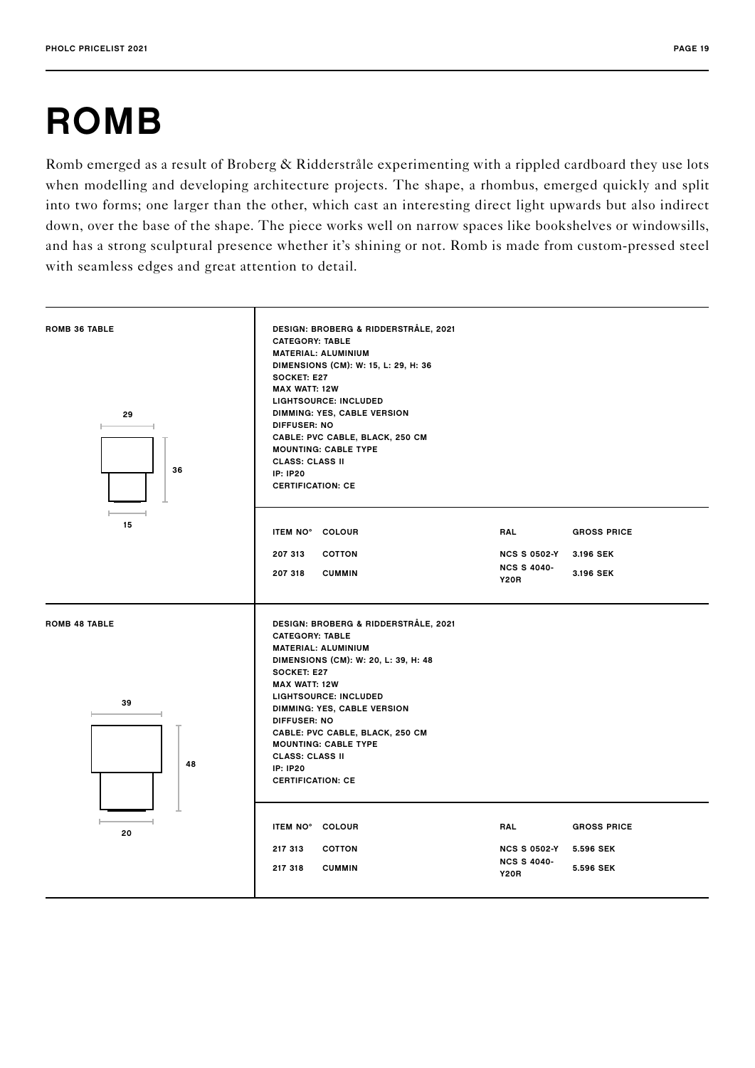# ROMB

Romb emerged as a result of Broberg & Ridderstråle experimenting with a rippled cardboard they use lots when modelling and developing architecture projects. The shape, a rhombus, emerged quickly and split into two forms; one larger than the other, which cast an interesting direct light upwards but also indirect down, over the base of the shape. The piece works well on narrow spaces like bookshelves or windowsills, and has a strong sculptural presence whether it's shining or not. Romb is made from custom-pressed steel with seamless edges and great attention to detail.

## ROMB 36 TABLE

29

36

15

DESIGN: BROBERG & RIDDERSTRÅLE, 2021
CATEGORY: TABLE
MATERIAL: ALUMINIUM
DIMENSIONS (CM): W: 15, L: 29, H: 36
SOCKET: E27
MAX WATT: 12W
LIGHTSOURCE: INCLUDED
DIMMING: YES, CABLE VERSION
DIFFUSER: NO
CABLE: PVC CABLE, BLACK, 250 CM
MOUNTING: CABLE TYPE
CLASS: CLASS II
IP: IP20
CERTIFICATION: CE

| ITEM NO° | COLOUR | RAL | GROSS PRICE |
|---|---|---|---|
| 207 313 | COTTON | NCS S 0502-Y | 3.196 SEK |
| 207 318 | CUMMIN | NCS S 4040-Y20R | 3.196 SEK |

## ROMB 48 TABLE

39

48

20

DESIGN: BROBERG & RIDDERSTRÅLE, 2021
CATEGORY: TABLE
MATERIAL: ALUMINIUM
DIMENSIONS (CM): W: 20, L: 39, H: 48
SOCKET: E27
MAX WATT: 12W
LIGHTSOURCE: INCLUDED
DIMMING: YES, CABLE VERSION
DIFFUSER: NO
CABLE: PVC CABLE, BLACK, 250 CM
MOUNTING: CABLE TYPE
CLASS: CLASS II
IP: IP20
CERTIFICATION: CE

| ITEM NO° | COLOUR | RAL | GROSS PRICE |
|---|---|---|---|
| 217 313 | COTTON | NCS S 0502-Y | 5.596 SEK |
| 217 318 | CUMMIN | NCS S 4040-Y20R | 5.596 SEK |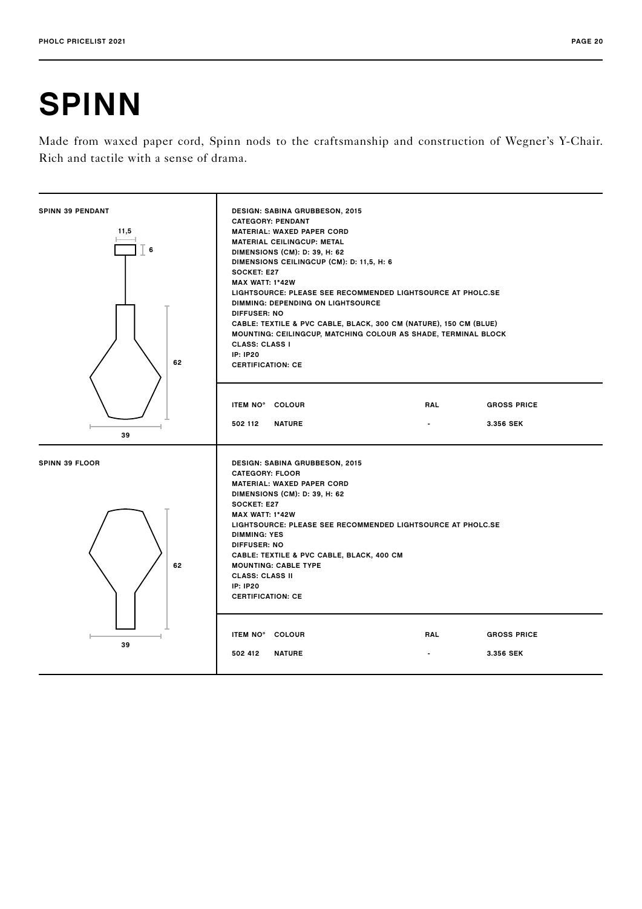# SPINN

Made from waxed paper cord, Spinn nods to the craftsmanship and construction of Wegner's Y-Chair. Rich and tactile with a sense of drama.

## SPINN 39 PENDANT

11,5

6

62

39

DESIGN: SABINA GRUBBESON, 2015
CATEGORY: PENDANT
MATERIAL: WAXED PAPER CORD
MATERIAL CEILINGCUP: METAL
DIMENSIONS (CM): D: 39, H: 62
DIMENSIONS CEILINGCUP (CM): D: 11,5, H: 6
SOCKET: E27
MAX WATT: 1*42W
LIGHTSOURCE: PLEASE SEE RECOMMENDED LIGHTSOURCE AT PHOLC.SE
DIMMING: DEPENDING ON LIGHTSOURCE
DIFFUSER: NO
CABLE: TEXTILE & PVC CABLE, BLACK, 300 CM (NATURE), 150 CM (BLUE)
MOUNTING: CEILINGCUP, MATCHING COLOUR AS SHADE, TERMINAL BLOCK
CLASS: CLASS I
IP: IP20
CERTIFICATION: CE

| ITEM NO° | COLOUR | RAL | GROSS PRICE |
|---|---|---|---|
| 502 112 | NATURE | - | 3.356 SEK |

## SPINN 39 FLOOR

62

39

DESIGN: SABINA GRUBBESON, 2015
CATEGORY: FLOOR
MATERIAL: WAXED PAPER CORD
DIMENSIONS (CM): D: 39, H: 62
SOCKET: E27
MAX WATT: 1*42W
LIGHTSOURCE: PLEASE SEE RECOMMENDED LIGHTSOURCE AT PHOLC.SE
DIMMING: YES
DIFFUSER: NO
CABLE: TEXTILE & PVC CABLE, BLACK, 400 CM
MOUNTING: CABLE TYPE
CLASS: CLASS II
IP: IP20
CERTIFICATION: CE

| ITEM NO° | COLOUR | RAL | GROSS PRICE |
|---|---|---|---|
| 502 412 | NATURE | - | 3.356 SEK |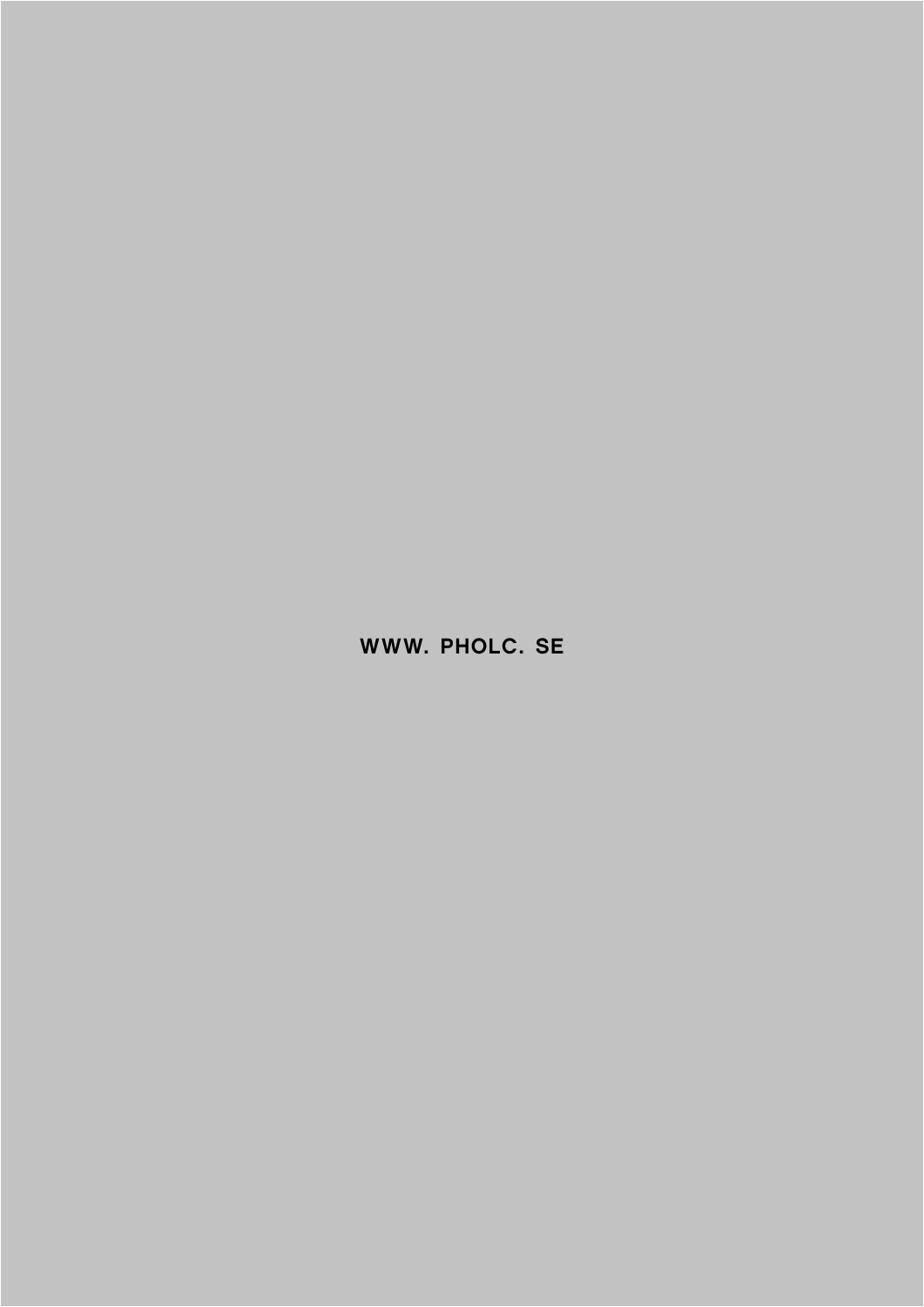**WWW. PHOLC. SE**